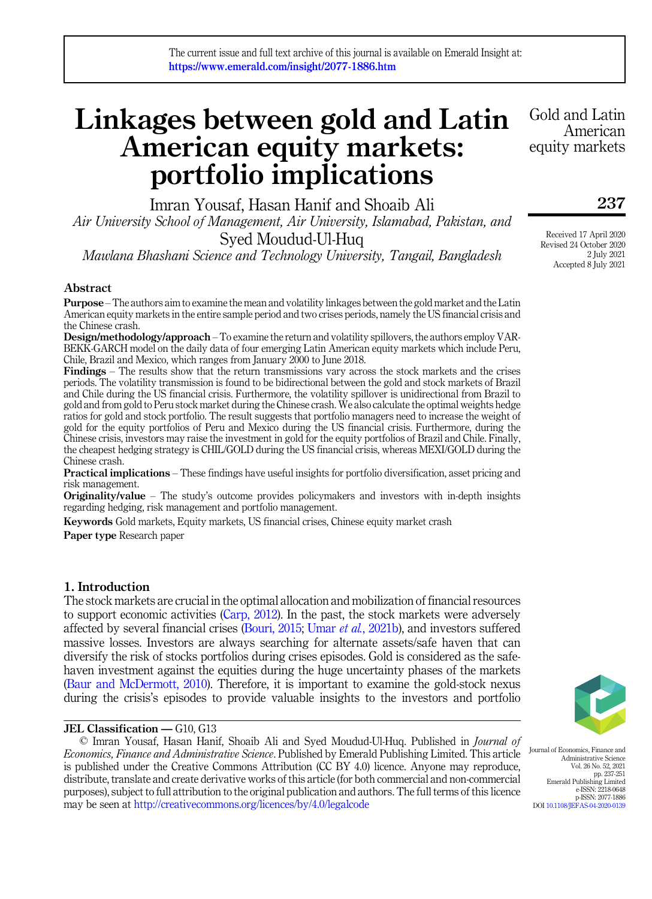# Linkages between gold and Latin American equity markets: portfolio implications

Imran Yousaf, Hasan Hanif and Shoaib Ali

*Air University School of Management, Air University, Islamabad, Pakistan, and*

Syed Moudud-Ul-Huq

*Mawlana Bhashani Science and Technology University, Tangail, Bangladesh*

Received 17 April 2020
Revised 24 October 2020
2 July 2021
Accepted 8 July 2021

## Abstract

**Purpose** – The authors aim to examine the mean and volatility linkages between the gold market and the Latin American equity markets in the entire sample period and two crises periods, namely the US financial crisis and the Chinese crash.

**Design/methodology/approach** – To examine the return and volatility spillovers, the authors employ VAR-BEKK-GARCH model on the daily data of four emerging Latin American equity markets which include Peru, Chile, Brazil and Mexico, which ranges from January 2000 to June 2018.

**Findings** – The results show that the return transmissions vary across the stock markets and the crises periods. The volatility transmission is found to be bidirectional between the gold and stock markets of Brazil and Chile during the US financial crisis. Furthermore, the volatility spillover is unidirectional from Brazil to gold and from gold to Peru stock market during the Chinese crash. We also calculate the optimal weights hedge ratios for gold and stock portfolio. The result suggests that portfolio managers need to increase the weight of gold for the equity portfolios of Peru and Mexico during the US financial crisis. Furthermore, during the Chinese crisis, investors may raise the investment in gold for the equity portfolios of Brazil and Chile. Finally, the cheapest hedging strategy is CHIL/GOLD during the US financial crisis, whereas MEXI/GOLD during the Chinese crash.

**Practical implications** – These findings have useful insights for portfolio diversification, asset pricing and risk management.

**Originality/value** – The study's outcome provides policymakers and investors with in-depth insights regarding hedging, risk management and portfolio management.

**Keywords** Gold markets, Equity markets, US financial crises, Chinese equity market crash

**Paper type** Research paper

## 1. Introduction

The stock markets are crucial in the optimal allocation and mobilization of financial resources to support economic activities (Carp, 2012). In the past, the stock markets were adversely affected by several financial crises (Bouri, 2015; Umar *et al.*, 2021b), and investors suffered massive losses. Investors are always searching for alternate assets/safe haven that can diversify the risk of stocks portfolios during crises episodes. Gold is considered as the safe-haven investment against the equities during the huge uncertainty phases of the markets (Baur and McDermott, 2010). Therefore, it is important to examine the gold-stock nexus during the crisis's episodes to provide valuable insights to the investors and portfolio

**JEL Classification** — G10, G13

© Imran Yousaf, Hasan Hanif, Shoaib Ali and Syed Moudud-Ul-Huq. Published in *Journal of Economics, Finance and Administrative Science*. Published by Emerald Publishing Limited. This article is published under the Creative Commons Attribution (CC BY 4.0) licence. Anyone may reproduce, distribute, translate and create derivative works of this article (for both commercial and non-commercial purposes), subject to full attribution to the original publication and authors. The full terms of this licence may be seen at http://creativecommons.org/licences/by/4.0/legalcode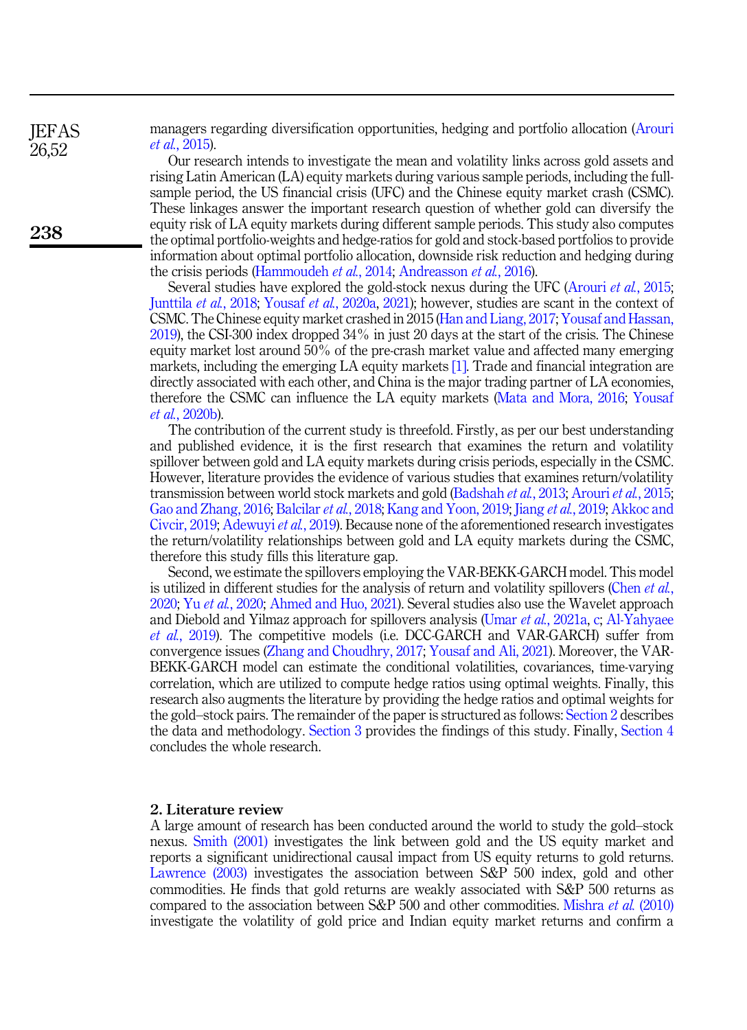managers regarding diversification opportunities, hedging and portfolio allocation (Arouri *et al.*, 2015).

Our research intends to investigate the mean and volatility links across gold assets and rising Latin American (LA) equity markets during various sample periods, including the full-sample period, the US financial crisis (UFC) and the Chinese equity market crash (CSMC). These linkages answer the important research question of whether gold can diversify the equity risk of LA equity markets during different sample periods. This study also computes the optimal portfolio-weights and hedge-ratios for gold and stock-based portfolios to provide information about optimal portfolio allocation, downside risk reduction and hedging during the crisis periods (Hammoudeh *et al.*, 2014; Andreasson *et al.*, 2016).

Several studies have explored the gold-stock nexus during the UFC (Arouri *et al.*, 2015; Junttila *et al.*, 2018; Yousaf *et al.*, 2020a, 2021); however, studies are scant in the context of CSMC. The Chinese equity market crashed in 2015 (Han and Liang, 2017; Yousaf and Hassan, 2019), the CSI-300 index dropped 34% in just 20 days at the start of the crisis. The Chinese equity market lost around 50% of the pre-crash market value and affected many emerging markets, including the emerging LA equity markets [1]. Trade and financial integration are directly associated with each other, and China is the major trading partner of LA economies, therefore the CSMC can influence the LA equity markets (Mata and Mora, 2016; Yousaf *et al.*, 2020b).

The contribution of the current study is threefold. Firstly, as per our best understanding and published evidence, it is the first research that examines the return and volatility spillover between gold and LA equity markets during crisis periods, especially in the CSMC. However, literature provides the evidence of various studies that examines return/volatility transmission between world stock markets and gold (Badshah *et al.*, 2013; Arouri *et al.*, 2015; Gao and Zhang, 2016; Balcilar *et al.*, 2018; Kang and Yoon, 2019; Jiang *et al.*, 2019; Akkoc and Civcir, 2019; Adewuyi *et al.*, 2019). Because none of the aforementioned research investigates the return/volatility relationships between gold and LA equity markets during the CSMC, therefore this study fills this literature gap.

Second, we estimate the spillovers employing the VAR-BEKK-GARCH model. This model is utilized in different studies for the analysis of return and volatility spillovers (Chen *et al.*, 2020; Yu *et al.*, 2020; Ahmed and Huo, 2021). Several studies also use the Wavelet approach and Diebold and Yilmaz approach for spillovers analysis (Umar *et al.*, 2021a, c; Al-Yahyaee *et al.*, 2019). The competitive models (i.e. DCC-GARCH and VAR-GARCH) suffer from convergence issues (Zhang and Choudhry, 2017; Yousaf and Ali, 2021). Moreover, the VAR-BEKK-GARCH model can estimate the conditional volatilities, covariances, time-varying correlation, which are utilized to compute hedge ratios using optimal weights. Finally, this research also augments the literature by providing the hedge ratios and optimal weights for the gold–stock pairs. The remainder of the paper is structured as follows: Section 2 describes the data and methodology. Section 3 provides the findings of this study. Finally, Section 4 concludes the whole research.

## 2. Literature review

A large amount of research has been conducted around the world to study the gold–stock nexus. Smith (2001) investigates the link between gold and the US equity market and reports a significant unidirectional causal impact from US equity returns to gold returns. Lawrence (2003) investigates the association between S&P 500 index, gold and other commodities. He finds that gold returns are weakly associated with S&P 500 returns as compared to the association between S&P 500 and other commodities. Mishra *et al.* (2010) investigate the volatility of gold price and Indian equity market returns and confirm a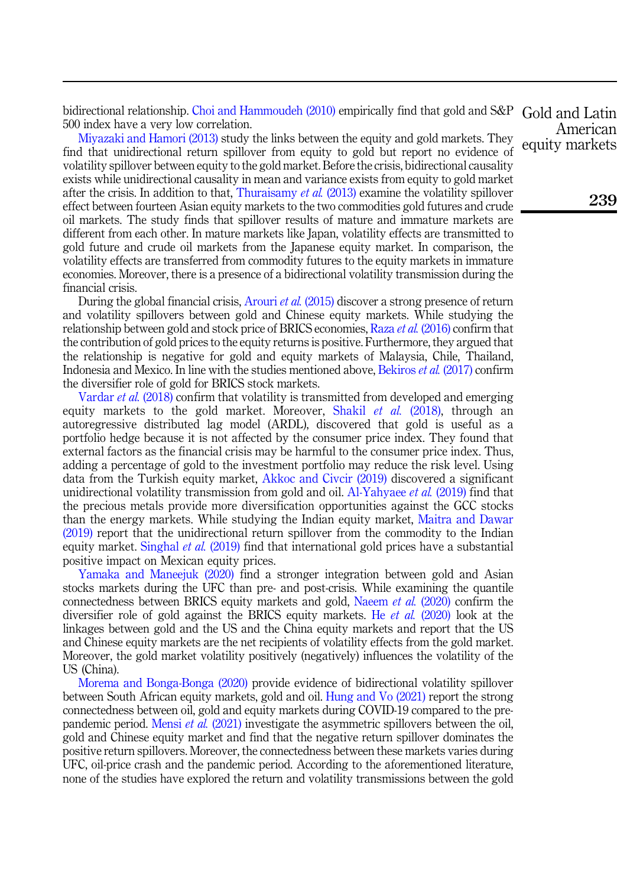bidirectional relationship. Choi and Hammoudeh (2010) empirically find that gold and S&P 500 index have a very low correlation.

Miyazaki and Hamori (2013) study the links between the equity and gold markets. They find that unidirectional return spillover from equity to gold but report no evidence of volatility spillover between equity to the gold market. Before the crisis, bidirectional causality exists while unidirectional causality in mean and variance exists from equity to gold market after the crisis. In addition to that, Thuraisamy *et al.* (2013) examine the volatility spillover effect between fourteen Asian equity markets to the two commodities gold futures and crude oil markets. The study finds that spillover results of mature and immature markets are different from each other. In mature markets like Japan, volatility effects are transmitted to gold future and crude oil markets from the Japanese equity market. In comparison, the volatility effects are transferred from commodity futures to the equity markets in immature economies. Moreover, there is a presence of a bidirectional volatility transmission during the financial crisis.

During the global financial crisis, Arouri *et al.* (2015) discover a strong presence of return and volatility spillovers between gold and Chinese equity markets. While studying the relationship between gold and stock price of BRICS economies, Raza *et al.* (2016) confirm that the contribution of gold prices to the equity returns is positive. Furthermore, they argued that the relationship is negative for gold and equity markets of Malaysia, Chile, Thailand, Indonesia and Mexico. In line with the studies mentioned above, Bekiros *et al.* (2017) confirm the diversifier role of gold for BRICS stock markets.

Vardar *et al.* (2018) confirm that volatility is transmitted from developed and emerging equity markets to the gold market. Moreover, Shakil *et al.* (2018), through an autoregressive distributed lag model (ARDL), discovered that gold is useful as a portfolio hedge because it is not affected by the consumer price index. They found that external factors as the financial crisis may be harmful to the consumer price index. Thus, adding a percentage of gold to the investment portfolio may reduce the risk level. Using data from the Turkish equity market, Akkoc and Civcir (2019) discovered a significant unidirectional volatility transmission from gold and oil. Al-Yahyaee *et al.* (2019) find that the precious metals provide more diversification opportunities against the GCC stocks than the energy markets. While studying the Indian equity market, Maitra and Dawar (2019) report that the unidirectional return spillover from the commodity to the Indian equity market. Singhal *et al.* (2019) find that international gold prices have a substantial positive impact on Mexican equity prices.

Yamaka and Maneejuk (2020) find a stronger integration between gold and Asian stocks markets during the UFC than pre- and post-crisis. While examining the quantile connectedness between BRICS equity markets and gold, Naeem *et al.* (2020) confirm the diversifier role of gold against the BRICS equity markets. He *et al.* (2020) look at the linkages between gold and the US and the China equity markets and report that the US and Chinese equity markets are the net recipients of volatility effects from the gold market. Moreover, the gold market volatility positively (negatively) influences the volatility of the US (China).

Morema and Bonga-Bonga (2020) provide evidence of bidirectional volatility spillover between South African equity markets, gold and oil. Hung and Vo (2021) report the strong connectedness between oil, gold and equity markets during COVID-19 compared to the pre-pandemic period. Mensi *et al.* (2021) investigate the asymmetric spillovers between the oil, gold and Chinese equity market and find that the negative return spillover dominates the positive return spillovers. Moreover, the connectedness between these markets varies during UFC, oil-price crash and the pandemic period. According to the aforementioned literature, none of the studies have explored the return and volatility transmissions between the gold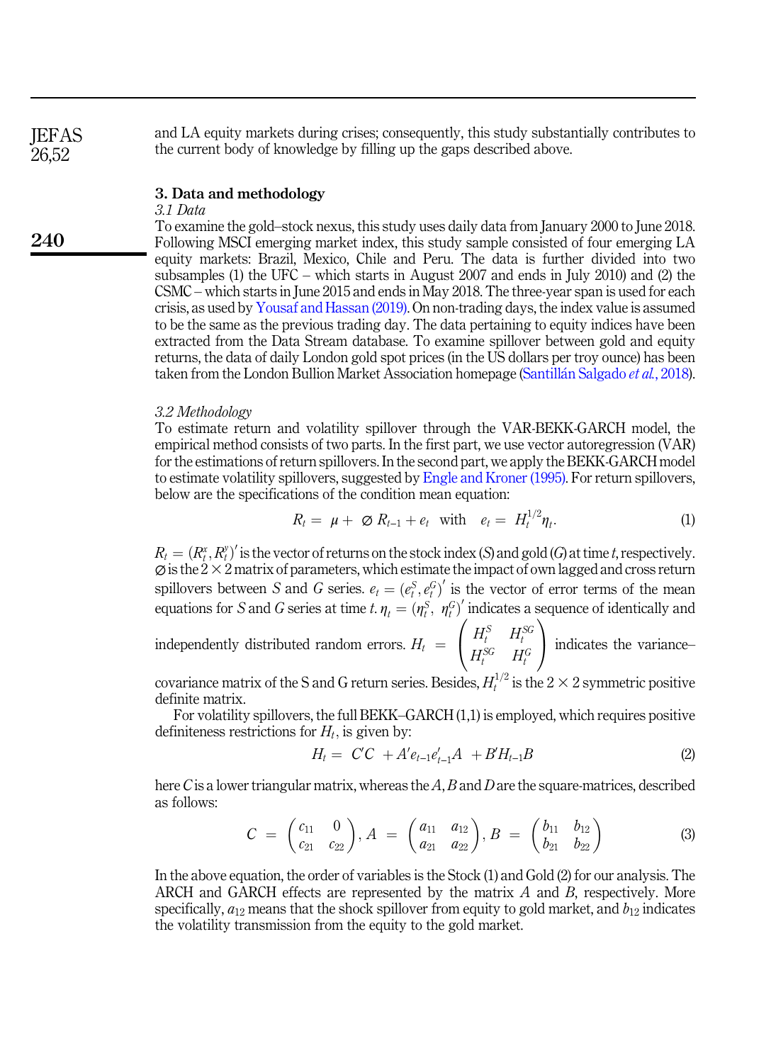and LA equity markets during crises; consequently, this study substantially contributes to the current body of knowledge by filling up the gaps described above.

## 3. Data and methodology

### *3.1 Data*

To examine the gold–stock nexus, this study uses daily data from January 2000 to June 2018. Following MSCI emerging market index, this study sample consisted of four emerging LA equity markets: Brazil, Mexico, Chile and Peru. The data is further divided into two subsamples (1) the UFC – which starts in August 2007 and ends in July 2010) and (2) the CSMC – which starts in June 2015 and ends in May 2018. The three-year span is used for each crisis, as used by Yousaf and Hassan (2019). On non-trading days, the index value is assumed to be the same as the previous trading day. The data pertaining to equity indices have been extracted from the Data Stream database. To examine spillover between gold and equity returns, the data of daily London gold spot prices (in the US dollars per troy ounce) has been taken from the London Bullion Market Association homepage (Santillán Salgado *et al.*, 2018).

### *3.2 Methodology*

To estimate return and volatility spillover through the VAR-BEKK-GARCH model, the empirical method consists of two parts. In the first part, we use vector autoregression (VAR) for the estimations of return spillovers. In the second part, we apply the BEKK-GARCH model to estimate volatility spillovers, suggested by Engle and Kroner (1995). For return spillovers, below are the specifications of the condition mean equation:

$$R_t = \mu + \varnothing R_{t-1} + e_t \quad \text{with} \quad e_t = H_t^{1/2}\eta_t. \tag{1}$$

$R_t = (R_t^x, R_t^y)'$ is the vector of returns on the stock index ($S$) and gold ($G$) at time $t$, respectively. $\varnothing$ is the $2 \times 2$ matrix of parameters, which estimate the impact of own lagged and cross return spillovers between $S$ and $G$ series. $e_t = (e_t^S, e_t^G)'$ is the vector of error terms of the mean equations for $S$ and $G$ series at time $t$. $\eta_t = (\eta_t^S,\ \eta_t^G)'$ indicates a sequence of identically and independently distributed random errors. $H_t = \begin{pmatrix} H_t^S & H_t^{SG} \\ H_t^{SG} & H_t^G \end{pmatrix}$ indicates the variance–covariance matrix of the S and G return series. Besides, $H_t^{1/2}$ is the $2 \times 2$ symmetric positive definite matrix.

For volatility spillovers, the full BEKK–GARCH (1,1) is employed, which requires positive definiteness restrictions for $H_t$, is given by:

$$H_t = C'C + A'e_{t-1}e_{t-1}'A + B'H_{t-1}B \tag{2}$$

here $C$ is a lower triangular matrix, whereas the $A$, $B$ and $D$ are the square-matrices, described as follows:

$$C = \begin{pmatrix} c_{11} & 0 \\ c_{21} & c_{22} \end{pmatrix}, A = \begin{pmatrix} a_{11} & a_{12} \\ a_{21} & a_{22} \end{pmatrix}, B = \begin{pmatrix} b_{11} & b_{12} \\ b_{21} & b_{22} \end{pmatrix} \tag{3}$$

In the above equation, the order of variables is the Stock (1) and Gold (2) for our analysis. The ARCH and GARCH effects are represented by the matrix $A$ and $B$, respectively. More specifically, $a_{12}$ means that the shock spillover from equity to gold market, and $b_{12}$ indicates the volatility transmission from the equity to the gold market.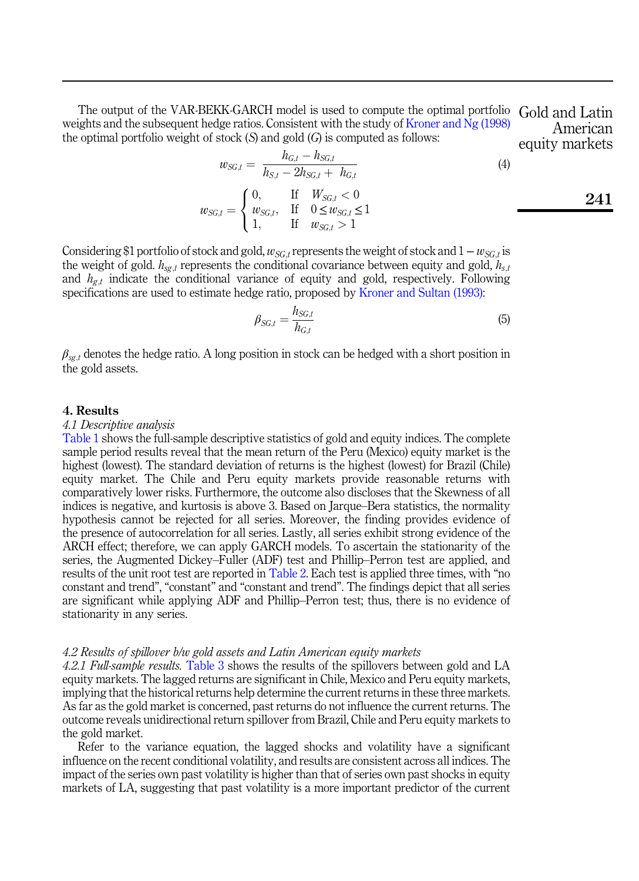The output of the VAR-BEKK-GARCH model is used to compute the optimal portfolio weights and the subsequent hedge ratios. Consistent with the study of Kroner and Ng (1998) the optimal portfolio weight of stock (*S*) and gold (*G*) is computed as follows:

$$w_{SG,t} = \frac{h_{G,t} - h_{SG,t}}{h_{S,t} - 2h_{SG,t} + h_{G,t}} \tag{4}$$

$$w_{SG,t} = \begin{cases} 0, & \text{If} \quad W_{SG,t} < 0 \\ w_{SG,t}, & \text{If} \quad 0 \leq w_{SG,t} \leq 1 \\ 1, & \text{If} \quad w_{SG,t} > 1 \end{cases}$$

Considering \$1 portfolio of stock and gold, $w_{SG,t}$ represents the weight of stock and $1 - w_{SG,t}$ is the weight of gold. $h_{sg,t}$ represents the conditional covariance between equity and gold, $h_{s,t}$ and $h_{g,t}$ indicate the conditional variance of equity and gold, respectively. Following specifications are used to estimate hedge ratio, proposed by Kroner and Sultan (1993):

$$\beta_{SG,t} = \frac{h_{SG,t}}{h_{G,t}} \tag{5}$$

$\beta_{sg,t}$ denotes the hedge ratio. A long position in stock can be hedged with a short position in the gold assets.

## 4. Results

### *4.1 Descriptive analysis*

Table 1 shows the full-sample descriptive statistics of gold and equity indices. The complete sample period results reveal that the mean return of the Peru (Mexico) equity market is the highest (lowest). The standard deviation of returns is the highest (lowest) for Brazil (Chile) equity market. The Chile and Peru equity markets provide reasonable returns with comparatively lower risks. Furthermore, the outcome also discloses that the Skewness of all indices is negative, and kurtosis is above 3. Based on Jarque–Bera statistics, the normality hypothesis cannot be rejected for all series. Moreover, the finding provides evidence of the presence of autocorrelation for all series. Lastly, all series exhibit strong evidence of the ARCH effect; therefore, we can apply GARCH models. To ascertain the stationarity of the series, the Augmented Dickey–Fuller (ADF) test and Phillip–Perron test are applied, and results of the unit root test are reported in Table 2. Each test is applied three times, with "no constant and trend", "constant" and "constant and trend". The findings depict that all series are significant while applying ADF and Phillip–Perron test; thus, there is no evidence of stationarity in any series.

### *4.2 Results of spillover b/w gold assets and Latin American equity markets*

*4.2.1 Full-sample results.* Table 3 shows the results of the spillovers between gold and LA equity markets. The lagged returns are significant in Chile, Mexico and Peru equity markets, implying that the historical returns help determine the current returns in these three markets. As far as the gold market is concerned, past returns do not influence the current returns. The outcome reveals unidirectional return spillover from Brazil, Chile and Peru equity markets to the gold market.

Refer to the variance equation, the lagged shocks and volatility have a significant influence on the recent conditional volatility, and results are consistent across all indices. The impact of the series own past volatility is higher than that of series own past shocks in equity markets of LA, suggesting that past volatility is a more important predictor of the current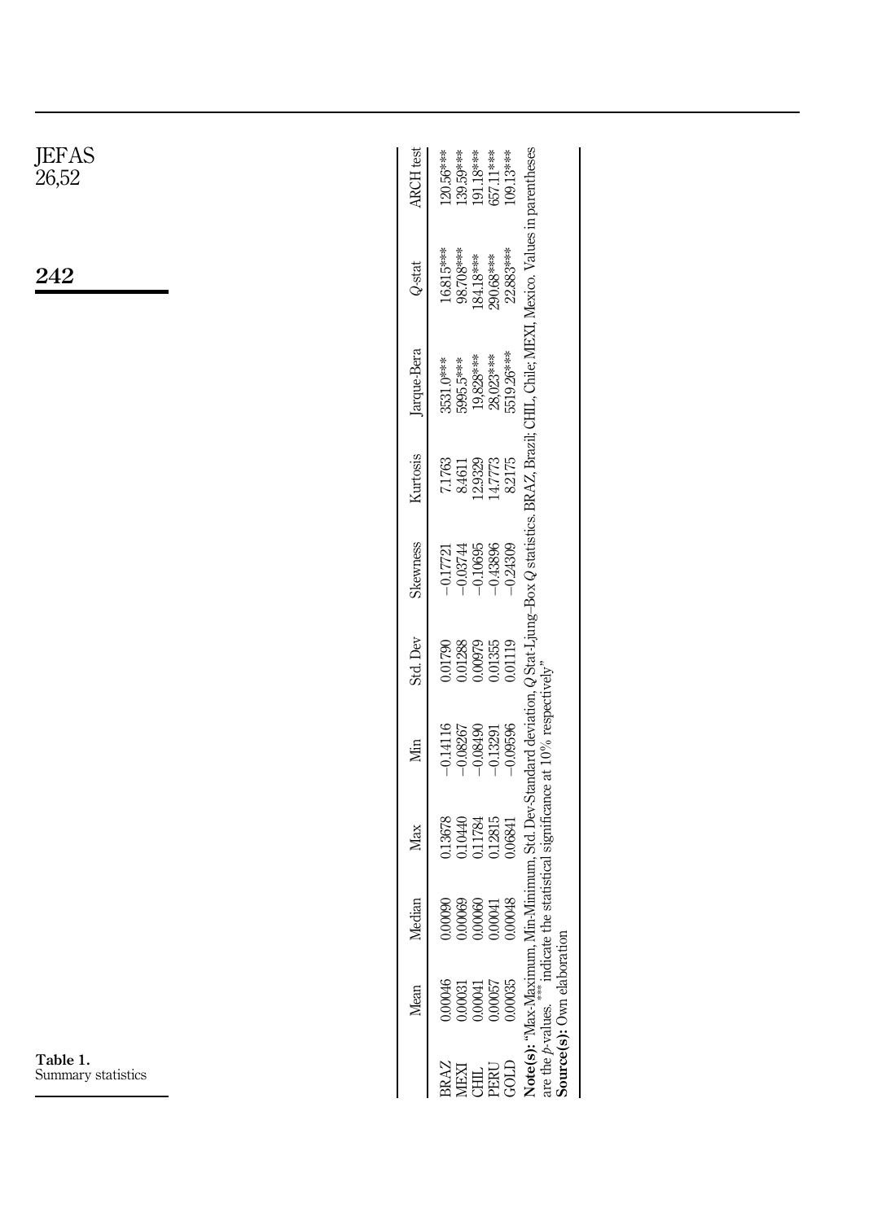**Table 1.** Summary statistics

|  | Mean | Median | Max | Min | Std. Dev | Skewness | Kurtosis | Jarque-Bera | *Q*-stat | ARCH test |
|---|---|---|---|---|---|---|---|---|---|---|
| BRAZ | 0.00046 | 0.00090 | 0.13678 | −0.14116 | 0.01790 | −0.17721 | 7.1763 | 3531.0*** | 16.815*** | 120.56*** |
| MEXI | 0.00031 | 0.00069 | 0.10440 | −0.08267 | 0.01288 | −0.03744 | 8.4611 | 5995.5*** | 98.708*** | 139.59*** |
| CHIL | 0.00041 | 0.00060 | 0.11784 | −0.08490 | 0.00979 | −0.10695 | 12.9329 | 19,828*** | 184.18*** | 191.18*** |
| PERU | 0.00057 | 0.00041 | 0.12815 | −0.13291 | 0.01355 | −0.43896 | 14.7773 | 28,023*** | 290.68*** | 657.11*** |
| GOLD | 0.00035 | 0.00048 | 0.06841 | −0.09596 | 0.01119 | −0.24309 | 8.2175 | 5519.26*** | 22.883*** | 109.13*** |

**Note(s):** "Max-Maximum, Min-Minimum, Std. Dev-Standard deviation, *Q* Stat-Ljung–Box *Q* statistics. BRAZ, Brazil; CHIL, Chile; MEXI, Mexico. Values in parentheses are the *p*-values. *** indicate the statistical significance at 10% respectively"

**Source(s):** Own elaboration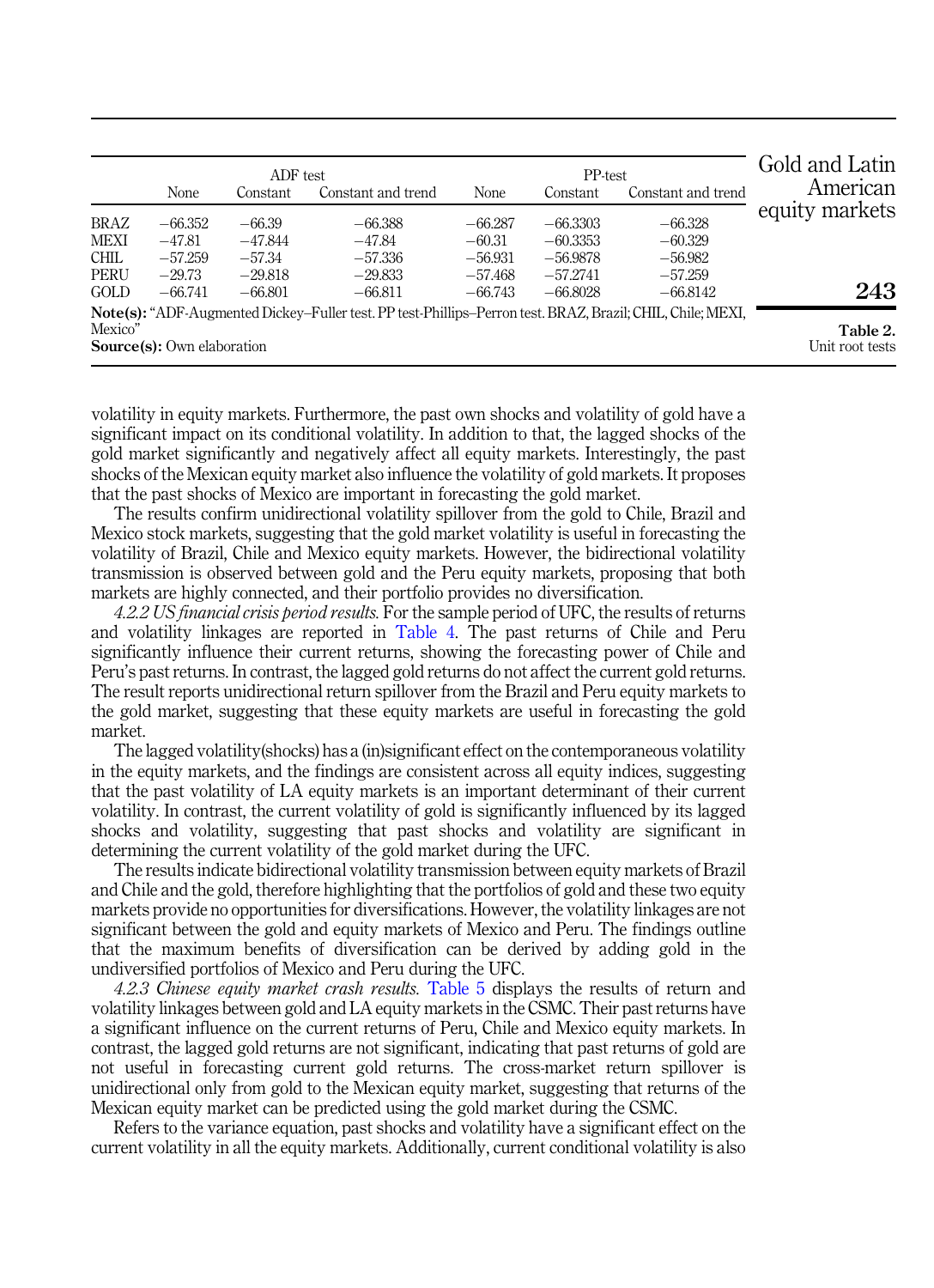**Table 2.** Unit root tests

| | ADF test | | | PP-test | | |
|---|---|---|---|---|---|---|
| | None | Constant | Constant and trend | None | Constant | Constant and trend |
| BRAZ | −66.352 | −66.39 | −66.388 | −66.287 | −66.3303 | −66.328 |
| MEXI | −47.81 | −47.844 | −47.84 | −60.31 | −60.3353 | −60.329 |
| CHIL | −57.259 | −57.34 | −57.336 | −56.931 | −56.9878 | −56.982 |
| PERU | −29.73 | −29.818 | −29.833 | −57.468 | −57.2741 | −57.259 |
| GOLD | −66.741 | −66.801 | −66.811 | −66.743 | −66.8028 | −66.8142 |

**Note(s):** "ADF-Augmented Dickey–Fuller test. PP test-Phillips–Perron test. BRAZ, Brazil; CHIL, Chile; MEXI, Mexico"
**Source(s):** Own elaboration

volatility in equity markets. Furthermore, the past own shocks and volatility of gold have a significant impact on its conditional volatility. In addition to that, the lagged shocks of the gold market significantly and negatively affect all equity markets. Interestingly, the past shocks of the Mexican equity market also influence the volatility of gold markets. It proposes that the past shocks of Mexico are important in forecasting the gold market.

The results confirm unidirectional volatility spillover from the gold to Chile, Brazil and Mexico stock markets, suggesting that the gold market volatility is useful in forecasting the volatility of Brazil, Chile and Mexico equity markets. However, the bidirectional volatility transmission is observed between gold and the Peru equity markets, proposing that both markets are highly connected, and their portfolio provides no diversification.

*4.2.2 US financial crisis period results.* For the sample period of UFC, the results of returns and volatility linkages are reported in Table 4. The past returns of Chile and Peru significantly influence their current returns, showing the forecasting power of Chile and Peru's past returns. In contrast, the lagged gold returns do not affect the current gold returns. The result reports unidirectional return spillover from the Brazil and Peru equity markets to the gold market, suggesting that these equity markets are useful in forecasting the gold market.

The lagged volatility(shocks) has a (in)significant effect on the contemporaneous volatility in the equity markets, and the findings are consistent across all equity indices, suggesting that the past volatility of LA equity markets is an important determinant of their current volatility. In contrast, the current volatility of gold is significantly influenced by its lagged shocks and volatility, suggesting that past shocks and volatility are significant in determining the current volatility of the gold market during the UFC.

The results indicate bidirectional volatility transmission between equity markets of Brazil and Chile and the gold, therefore highlighting that the portfolios of gold and these two equity markets provide no opportunities for diversifications. However, the volatility linkages are not significant between the gold and equity markets of Mexico and Peru. The findings outline that the maximum benefits of diversification can be derived by adding gold in the undiversified portfolios of Mexico and Peru during the UFC.

*4.2.3 Chinese equity market crash results.* Table 5 displays the results of return and volatility linkages between gold and LA equity markets in the CSMC. Their past returns have a significant influence on the current returns of Peru, Chile and Mexico equity markets. In contrast, the lagged gold returns are not significant, indicating that past returns of gold are not useful in forecasting current gold returns. The cross-market return spillover is unidirectional only from gold to the Mexican equity market, suggesting that returns of the Mexican equity market can be predicted using the gold market during the CSMC.

Refers to the variance equation, past shocks and volatility have a significant effect on the current volatility in all the equity markets. Additionally, current conditional volatility is also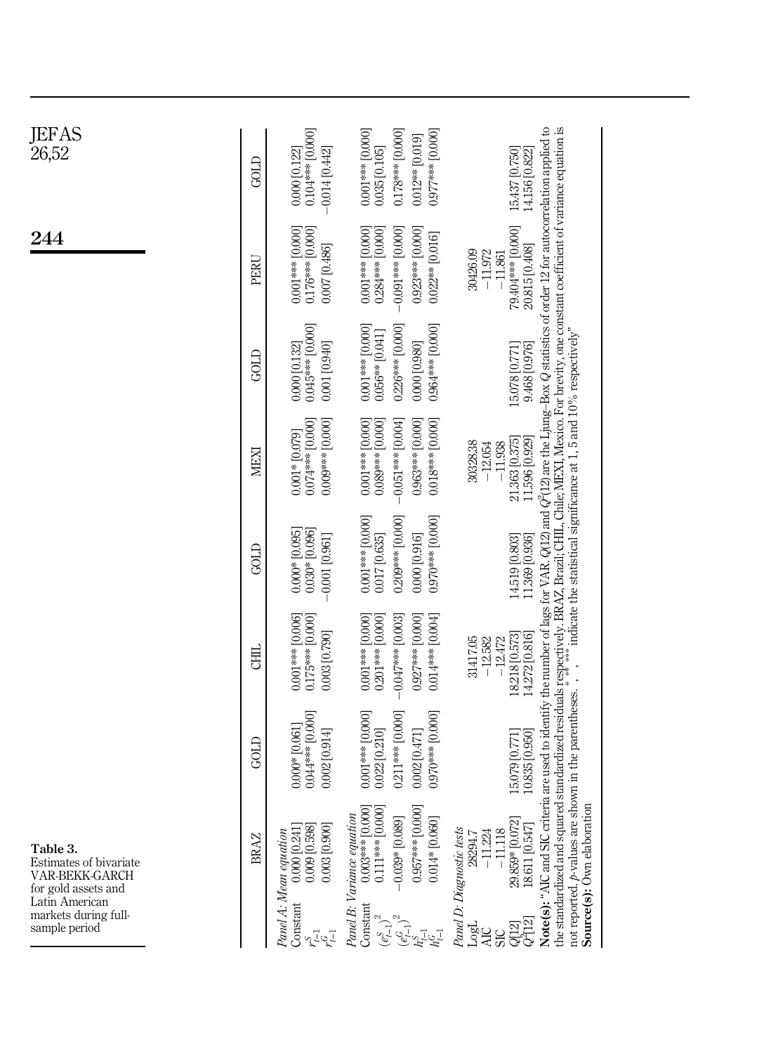**Table 3.** Estimates of bivariate VAR-BEKK-GARCH for gold assets and Latin American markets during full-sample period

| | BRAZ | GOLD | CHIL | GOLD | MEXI | GOLD | PERU | GOLD |
|---|---|---|---|---|---|---|---|---|
| *Panel A: Mean equation* | | | | | | | | |
| Constant | 0.000 [0.241] | 0.000* [0.061] | 0.001*** [0.006] | 0.000* [0.095] | 0.001* [0.079] | 0.000 [0.132] | 0.001*** [0.000] | 0.000 [0.122] |
| $r^S_{t-1}$ | 0.009 [0.598] | 0.044*** [0.000] | 0.175*** [0.000] | 0.030* [0.096] | 0.074*** [0.000] | 0.045*** [0.000] | 0.176*** [0.000] | 0.104*** [0.000] |
| $r^G_{t-1}$ | 0.003 [0.900] | 0.002 [0.914] | 0.003 [0.790] | −0.001 [0.961] | 0.009*** [0.000] | 0.001 [0.940] | 0.007 [0.486] | −0.014 [0.442] |
| *Panel B: Variance equation* | | | | | | | | |
| Constant | 0.003*** [0.000] | 0.001*** [0.000] | 0.001*** [0.000] | 0.001*** [0.000] | 0.001*** [0.000] | 0.001*** [0.000] | 0.001*** [0.000] | 0.001*** [0.000] |
| $(\varepsilon^S_{t-1})^2$ | 0.111*** [0.000] | 0.022 [0.210] | 0.201*** [0.000] | 0.017 [0.635] | 0.089*** [0.000] | 0.056** [0.041] | 0.284*** [0.000] | 0.035 [0.105] |
| $(\varepsilon^G_{t-1})^2$ | −0.039* [0.089] | 0.211*** [0.000] | −0.047*** [0.003] | 0.209*** [0.000] | −0.051*** [0.004] | 0.226*** [0.000] | −0.091*** [0.000] | 0.178*** [0.000] |
| $h^S_{t-1}$ | 0.957*** [0.000] | 0.002 [0.471] | 0.927*** [0.000] | 0.000 [0.916] | 0.963*** [0.000] | 0.000 [0.980] | 0.923*** [0.000] | 0.012** [0.019] |
| $h^G_{t-1}$ | 0.014* [0.060] | 0.970*** [0.000] | 0.014*** [0.004] | 0.970*** [0.000] | 0.018*** [0.000] | 0.964*** [0.000] | 0.022** [0.016] | 0.977*** [0.000] |
| *Panel D: Diagnostic tests* | | | | | | | | |
| LogL | 28294.7 | | 31417.05 | | 30328.38 | | 30426.09 | |
| AIC | −11.224 | | −12.582 | | −12.054 | | −11.972 | |
| SIC | −11.118 | | −12.472 | | −11.938 | | −11.861 | |
| $Q$[12] | 29.859* [0.072] | 15.079 [0.771] | 18.218 [0.573] | 14.519 [0.803] | 21.363 [0.375] | 15.078 [0.771] | 79.404*** [0.000] | 15.437 [0.750] |
| $Q^2$[12] | 18.611 [0.547] | 10.835 [0.950] | 14.272 [0.816] | 11.369 [0.936] | 11.596 [0.929] | 9.468 [0.976] | 20.815 [0.408] | 14.156 [0.822] |

**Note(s):** "AIC and SIC criteria are used to identify the number of lags for VAR. $Q$(12) and $Q^2$(12) are the Ljung–Box $Q$ statistics of order 12 for autocorrelation applied to the standardized and squared standardized residuals respectively. BRAZ, Brazil; CHIL, Chile; MEXI, Mexico. For brevity, one constant coefficient of variance equation is not reported. $p$-values are shown in the parentheses. *, **, *** indicate the statistical significance at 1, 5 and 10% respectively"

**Source(s):** Own elaboration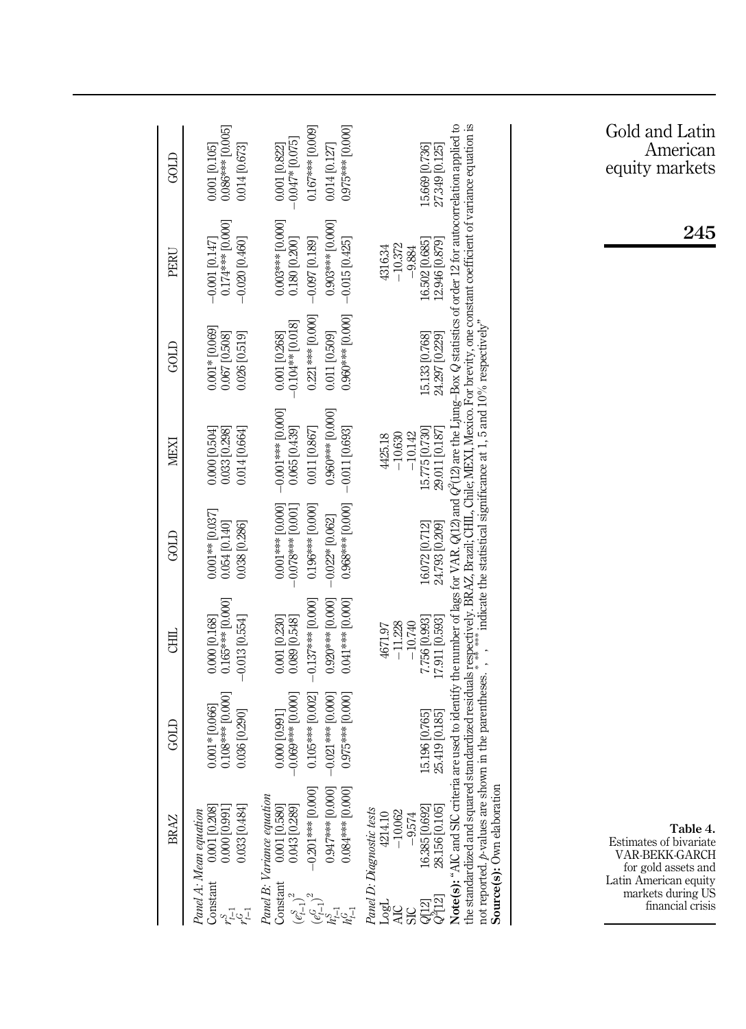Table 4. Estimates of bivariate VAR-BEKK-GARCH for gold assets and Latin American equity markets during US financial crisis

| | BRAZ | GOLD | CHIL | GOLD | MEXI | GOLD | PERU | GOLD |
|---|---|---|---|---|---|---|---|---|
| *Panel A: Mean equation* | | | | | | | | |
| Constant | 0.001 [0.208] | 0.001* [0.066] | 0.000 [0.168] | 0.001** [0.037] | 0.000 [0.504] | 0.001* [0.069] | −0.001 [0.147] | 0.001 [0.105] |
| $r^S_{t-1}$ | 0.000 [0.991] | 0.108*** [0.000] | 0.165*** [0.000] | 0.054 [0.140] | 0.033 [0.298] | 0.067 [0.508] | 0.174*** [0.000] | 0.086*** [0.005] |
| $r^G_{t-1}$ | 0.033 [0.484] | 0.036 [0.290] | −0.013 [0.554] | 0.038 [0.286] | 0.014 [0.664] | 0.026 [0.519] | −0.020 [0.460] | 0.014 [0.673] |
| *Panel B: Variance equation* | | | | | | | | |
| Constant | 0.001 [0.580] | 0.000 [0.991] | 0.001 [0.230] | 0.001*** [0.000] | −0.001*** [0.000] | 0.001 [0.268] | 0.003*** [0.000] | 0.001 [0.822] |
| $(e^S_{t-1})^2$ | 0.043 [0.289] | −0.069*** [0.000] | 0.089 [0.548] | −0.078*** [0.001] | 0.065 [0.439] | −0.104** [0.018] | 0.180 [0.200] | −0.047* [0.075] |
| $(e^G_{t-1})^2$ | −0.201*** [0.000] | 0.105*** [0.002] | −0.137*** [0.000] | 0.196*** [0.000] | 0.011 [0.867] | 0.221*** [0.000] | −0.097 [0.189] | 0.167*** [0.009] |
| $h^S_{t-1}$ | 0.947*** [0.000] | −0.021*** [0.000] | 0.920*** [0.000] | −0.022* [0.062] | 0.960*** [0.000] | 0.011 [0.509] | 0.903*** [0.000] | 0.014 [0.127] |
| $h^G_{t-1}$ | 0.084*** [0.000] | 0.975*** [0.000] | 0.041*** [0.000] | 0.968*** [0.000] | −0.011 [0.693] | 0.960*** [0.000] | −0.015 [0.425] | 0.975*** [0.000] |
| *Panel D: Diagnostic tests* | | | | | | | | |
| LogL | 4214.10 | | 4671.97 | | 4425.18 | | 4316.34 | |
| AIC | −10.062 | | −11.228 | | −10.630 | | −10.372 | |
| SIC | −9.574 | | −10.740 | | −10.142 | | −9.884 | |
| $Q[12]$ | 16.385 [0.692] | 15.196 [0.765] | 7.756 [0.993] | 16.072 [0.712] | 15.775 [0.730] | 15.133 [0.768] | 16.502 [0.685] | 15.669 [0.736] |
| $Q^2[12]$ | 28.156 [0.105] | 25.419 [0.185] | 17.911 [0.593] | 24.793 [0.209] | 29.011 [0.187] | 24.297 [0.229] | 12.946 [0.879] | 27.349 [0.125] |

**Note(s):** "AIC and SIC criteria are used to identify the number of lags for VAR. $Q(12)$ and $Q^2(12)$ are the Ljung–Box $Q$ statistics of order 12 for autocorrelation applied to the standardized and squared standardized residuals respectively. BRAZ, Brazil; CHIL, Chile; MEXI, Mexico. For brevity, one constant coefficient of variance equation is not reported. $p$-values are shown in the parentheses. *, **, *** indicate the statistical significance at 1, 5 and 10% respectively"

**Source(s):** Own elaboration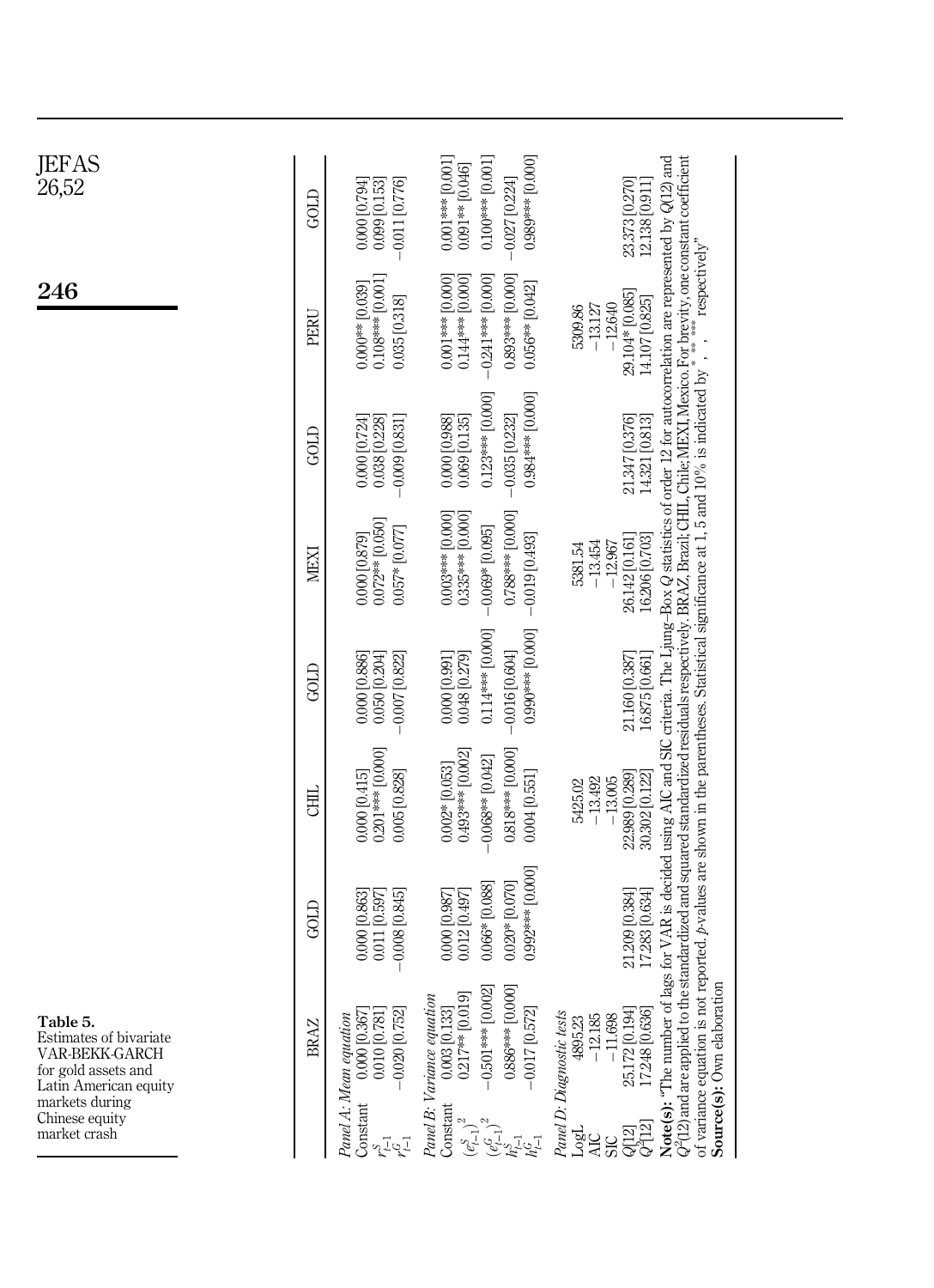Table 5. Estimates of bivariate VAR-BEKK-GARCH for gold assets and Latin American equity markets during Chinese equity market crash

| | BRAZ | GOLD | CHIL | GOLD | MEXI | GOLD | PERU | GOLD |
|---|---|---|---|---|---|---|---|---|
| *Panel A: Mean equation* | | | | | | | | |
| Constant | 0.000 [0.367] | 0.000 [0.863] | 0.000 [0.415] | 0.000 [0.886] | 0.000 [0.879] | 0.000 [0.724] | 0.000** [0.039] | 0.000 [0.794] |
| $r^S_{t-1}$ | 0.010 [0.781] | 0.011 [0.597] | 0.201*** [0.000] | 0.050 [0.204] | 0.072** [0.050] | 0.038 [0.228] | 0.108*** [0.001] | 0.099 [0.153] |
| $r^G_{t-1}$ | −0.020 [0.752] | −0.008 [0.845] | 0.005 [0.828] | −0.007 [0.822] | 0.057* [0.077] | −0.009 [0.831] | 0.035 [0.318] | −0.011 [0.776] |
| *Panel B: Variance equation* | | | | | | | | |
| Constant | 0.003 [0.133] | 0.000 [0.987] | 0.002* [0.053] | 0.000 [0.991] | 0.003*** [0.000] | 0.000 [0.988] | 0.001*** [0.000] | 0.001*** [0.001] |
| $(e^S_{t-1})^2$ | 0.217** [0.019] | 0.012 [0.497] | 0.493*** [0.002] | 0.048 [0.279] | 0.335*** [0.000] | 0.069 [0.135] | 0.144*** [0.000] | 0.091** [0.046] |
| $(e^G_{t-1})^2$ | −0.501*** [0.002] | 0.066* [0.088] | −0.068** [0.042] | 0.114*** [0.000] | −0.069* [0.095] | 0.123*** [0.000] | −0.241*** [0.000] | 0.100*** [0.001] |
| $h^S_{t-1}$ | 0.886*** [0.000] | 0.020* [0.070] | 0.818*** [0.000] | −0.016 [0.604] | 0.788*** [0.000] | −0.035 [0.232] | 0.893*** [0.000] | −0.027 [0.224] |
| $h^G_{t-1}$ | −0.017 [0.572] | 0.992*** [0.000] | 0.004 [0.551] | 0.990*** [0.000] | −0.019 [0.493] | 0.984*** [0.000] | 0.056** [0.042] | 0.989*** [0.000] |
| *Panel D: Diagnostic tests* | | | | | | | | |
| LogL | 4895.23 | | 5425.02 | | 5381.54 | | 5309.86 | |
| AIC | −12.185 | | −13.492 | | −13.454 | | −13.127 | |
| SIC | −11.698 | | −13.005 | | −12.967 | | −12.640 | |
| $Q[12]$ | 25.172 [0.194] | 21.209 [0.384] | 22.989 [0.289] | 21.160 [0.387] | 26.142 [0.161] | 21.347 [0.376] | 29.104* [0.085] | 23.373 [0.270] |
| $Q^2[12]$ | 17.248 [0.636] | 17.283 [0.634] | 30.302 [0.122] | 16.875 [0.661] | 16.206 [0.703] | 14.321 [0.813] | 14.107 [0.825] | 12.138 [0.911] |

**Note(s):** "The number of lags for VAR is decided using AIC and SIC criteria. The Ljung–Box $Q$ statistics of order 12 for autocorrelation are represented by $Q(12)$ and $Q^2(12)$ and are applied to the standardized and squared standardized residuals respectively. BRAZ, Brazil; CHIL, Chile; MEXI, Mexico. For brevity, one constant coefficient of variance equation is not reported. $p$-values are shown in the parentheses. Statistical significance at 1, 5 and 10% is indicated by *, **, *** respectively"

**Source(s):** Own elaboration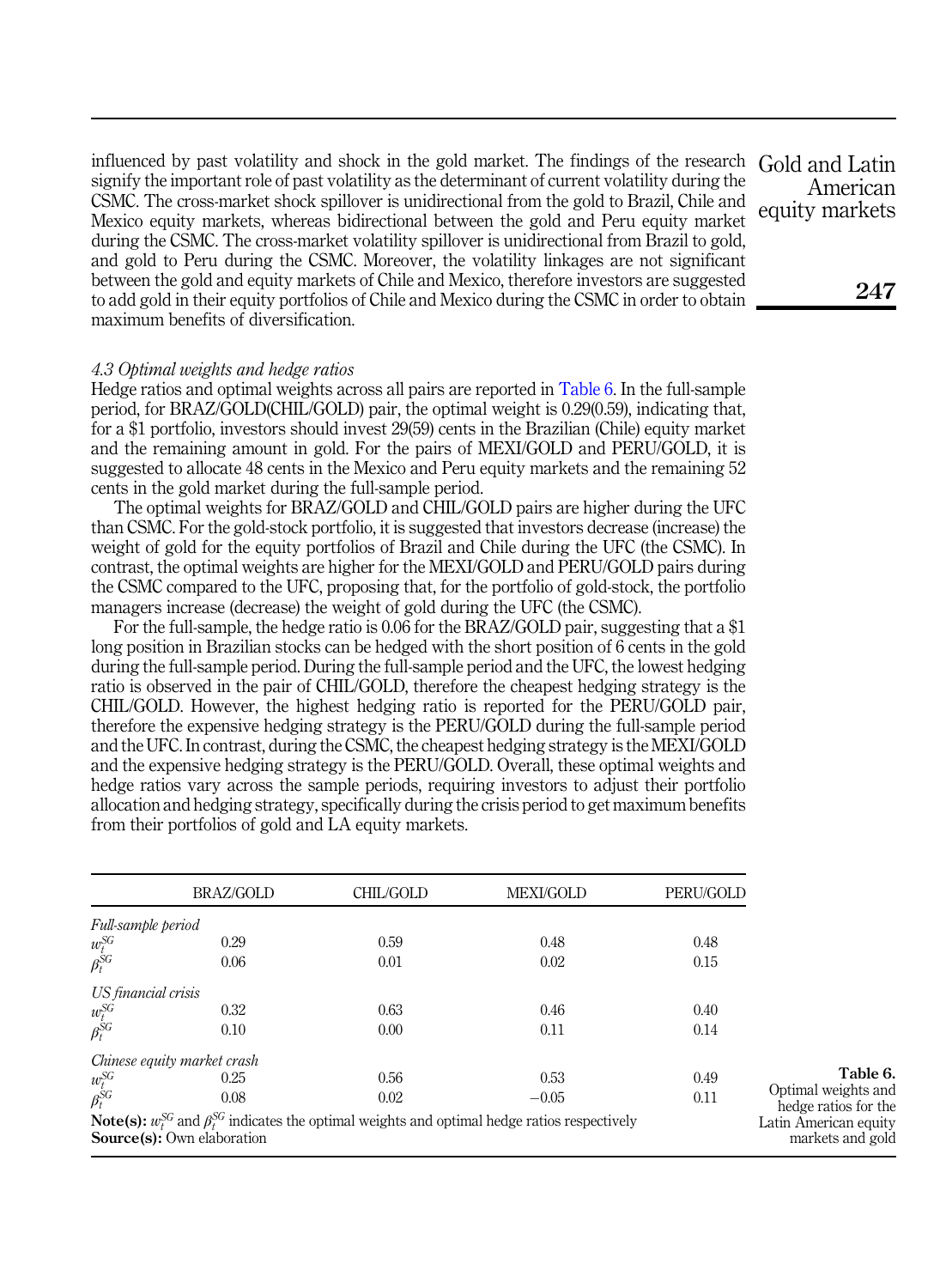influenced by past volatility and shock in the gold market. The findings of the research signify the important role of past volatility as the determinant of current volatility during the CSMC. The cross-market shock spillover is unidirectional from the gold to Brazil, Chile and Mexico equity markets, whereas bidirectional between the gold and Peru equity market during the CSMC. The cross-market volatility spillover is unidirectional from Brazil to gold, and gold to Peru during the CSMC. Moreover, the volatility linkages are not significant between the gold and equity markets of Chile and Mexico, therefore investors are suggested to add gold in their equity portfolios of Chile and Mexico during the CSMC in order to obtain maximum benefits of diversification.

### *4.3 Optimal weights and hedge ratios*

Hedge ratios and optimal weights across all pairs are reported in Table 6. In the full-sample period, for BRAZ/GOLD(CHIL/GOLD) pair, the optimal weight is 0.29(0.59), indicating that, for a $1 portfolio, investors should invest 29(59) cents in the Brazilian (Chile) equity market and the remaining amount in gold. For the pairs of MEXI/GOLD and PERU/GOLD, it is suggested to allocate 48 cents in the Mexico and Peru equity markets and the remaining 52 cents in the gold market during the full-sample period.

The optimal weights for BRAZ/GOLD and CHIL/GOLD pairs are higher during the UFC than CSMC. For the gold-stock portfolio, it is suggested that investors decrease (increase) the weight of gold for the equity portfolios of Brazil and Chile during the UFC (the CSMC). In contrast, the optimal weights are higher for the MEXI/GOLD and PERU/GOLD pairs during the CSMC compared to the UFC, proposing that, for the portfolio of gold-stock, the portfolio managers increase (decrease) the weight of gold during the UFC (the CSMC).

For the full-sample, the hedge ratio is 0.06 for the BRAZ/GOLD pair, suggesting that a $1 long position in Brazilian stocks can be hedged with the short position of 6 cents in the gold during the full-sample period. During the full-sample period and the UFC, the lowest hedging ratio is observed in the pair of CHIL/GOLD, therefore the cheapest hedging strategy is the CHIL/GOLD. However, the highest hedging ratio is reported for the PERU/GOLD pair, therefore the expensive hedging strategy is the PERU/GOLD during the full-sample period and the UFC. In contrast, during the CSMC, the cheapest hedging strategy is the MEXI/GOLD and the expensive hedging strategy is the PERU/GOLD. Overall, these optimal weights and hedge ratios vary across the sample periods, requiring investors to adjust their portfolio allocation and hedging strategy, specifically during the crisis period to get maximum benefits from their portfolios of gold and LA equity markets.

|  | BRAZ/GOLD | CHIL/GOLD | MEXI/GOLD | PERU/GOLD |
|---|---|---|---|---|
| *Full-sample period* |  |  |  |  |
| $w_t^{SG}$ | 0.29 | 0.59 | 0.48 | 0.48 |
| $\beta_t^{SG}$ | 0.06 | 0.01 | 0.02 | 0.15 |
| *US financial crisis* |  |  |  |  |
| $w_t^{SG}$ | 0.32 | 0.63 | 0.46 | 0.40 |
| $\beta_t^{SG}$ | 0.10 | 0.00 | 0.11 | 0.14 |
| *Chinese equity market crash* |  |  |  |  |
| $w_t^{SG}$ | 0.25 | 0.56 | 0.53 | 0.49 |
| $\beta_t^{SG}$ | 0.08 | 0.02 | −0.05 | 0.11 |

**Note(s):** $w_t^{SG}$ and $\beta_t^{SG}$ indicates the optimal weights and optimal hedge ratios respectively
**Source(s):** Own elaboration

**Table 6.** Optimal weights and hedge ratios for the Latin American equity markets and gold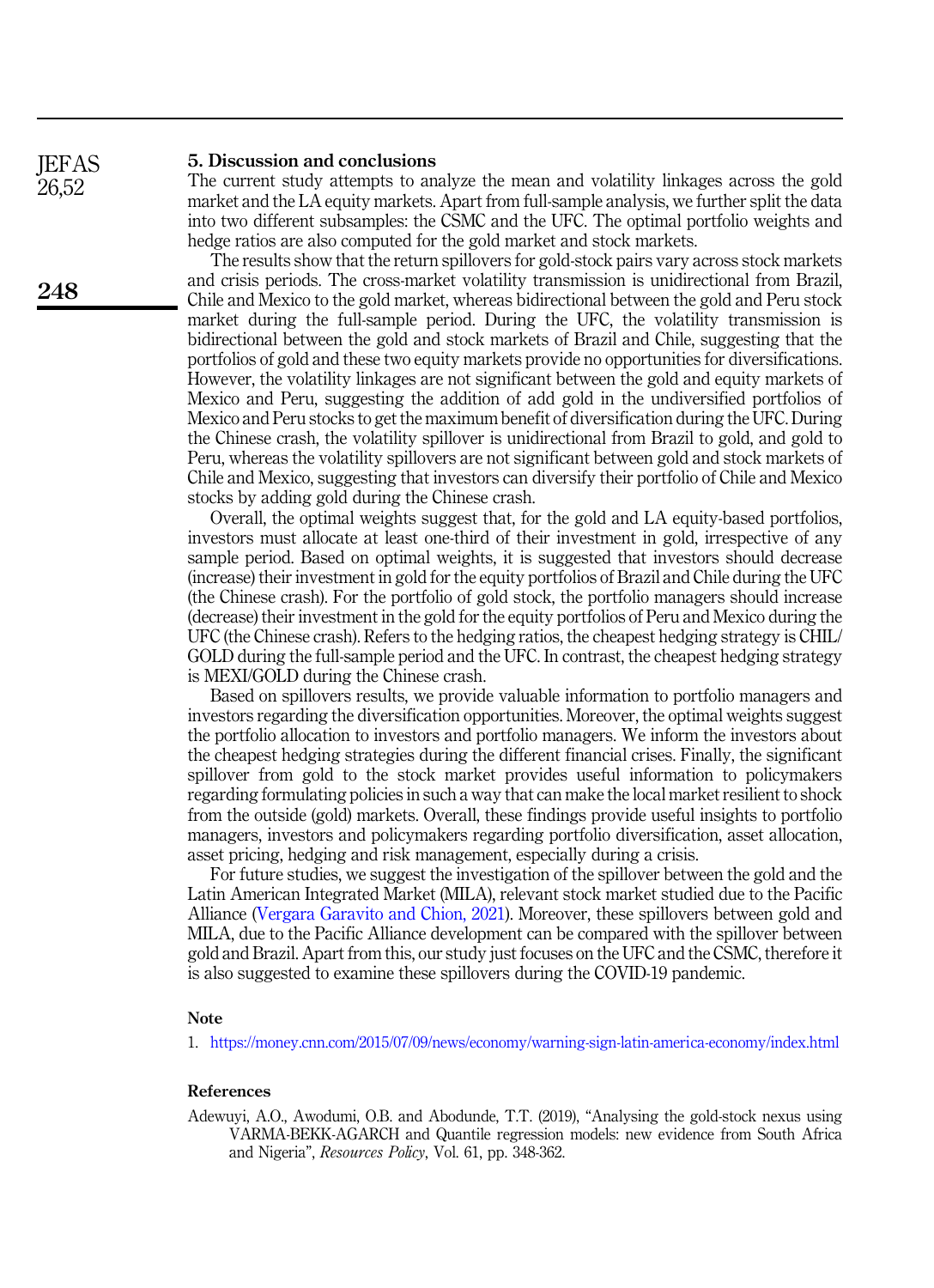## 5. Discussion and conclusions

The current study attempts to analyze the mean and volatility linkages across the gold market and the LA equity markets. Apart from full-sample analysis, we further split the data into two different subsamples: the CSMC and the UFC. The optimal portfolio weights and hedge ratios are also computed for the gold market and stock markets.

The results show that the return spillovers for gold-stock pairs vary across stock markets and crisis periods. The cross-market volatility transmission is unidirectional from Brazil, Chile and Mexico to the gold market, whereas bidirectional between the gold and Peru stock market during the full-sample period. During the UFC, the volatility transmission is bidirectional between the gold and stock markets of Brazil and Chile, suggesting that the portfolios of gold and these two equity markets provide no opportunities for diversifications. However, the volatility linkages are not significant between the gold and equity markets of Mexico and Peru, suggesting the addition of add gold in the undiversified portfolios of Mexico and Peru stocks to get the maximum benefit of diversification during the UFC. During the Chinese crash, the volatility spillover is unidirectional from Brazil to gold, and gold to Peru, whereas the volatility spillovers are not significant between gold and stock markets of Chile and Mexico, suggesting that investors can diversify their portfolio of Chile and Mexico stocks by adding gold during the Chinese crash.

Overall, the optimal weights suggest that, for the gold and LA equity-based portfolios, investors must allocate at least one-third of their investment in gold, irrespective of any sample period. Based on optimal weights, it is suggested that investors should decrease (increase) their investment in gold for the equity portfolios of Brazil and Chile during the UFC (the Chinese crash). For the portfolio of gold stock, the portfolio managers should increase (decrease) their investment in the gold for the equity portfolios of Peru and Mexico during the UFC (the Chinese crash). Refers to the hedging ratios, the cheapest hedging strategy is CHIL/GOLD during the full-sample period and the UFC. In contrast, the cheapest hedging strategy is MEXI/GOLD during the Chinese crash.

Based on spillovers results, we provide valuable information to portfolio managers and investors regarding the diversification opportunities. Moreover, the optimal weights suggest the portfolio allocation to investors and portfolio managers. We inform the investors about the cheapest hedging strategies during the different financial crises. Finally, the significant spillover from gold to the stock market provides useful information to policymakers regarding formulating policies in such a way that can make the local market resilient to shock from the outside (gold) markets. Overall, these findings provide useful insights to portfolio managers, investors and policymakers regarding portfolio diversification, asset allocation, asset pricing, hedging and risk management, especially during a crisis.

For future studies, we suggest the investigation of the spillover between the gold and the Latin American Integrated Market (MILA), relevant stock market studied due to the Pacific Alliance (Vergara Garavito and Chion, 2021). Moreover, these spillovers between gold and MILA, due to the Pacific Alliance development can be compared with the spillover between gold and Brazil. Apart from this, our study just focuses on the UFC and the CSMC, therefore it is also suggested to examine these spillovers during the COVID-19 pandemic.

### Note

1. https://money.cnn.com/2015/07/09/news/economy/warning-sign-latin-america-economy/index.html

### References

Adewuyi, A.O., Awodumi, O.B. and Abodunde, T.T. (2019), "Analysing the gold-stock nexus using VARMA-BEKK-AGARCH and Quantile regression models: new evidence from South Africa and Nigeria", *Resources Policy*, Vol. 61, pp. 348-362.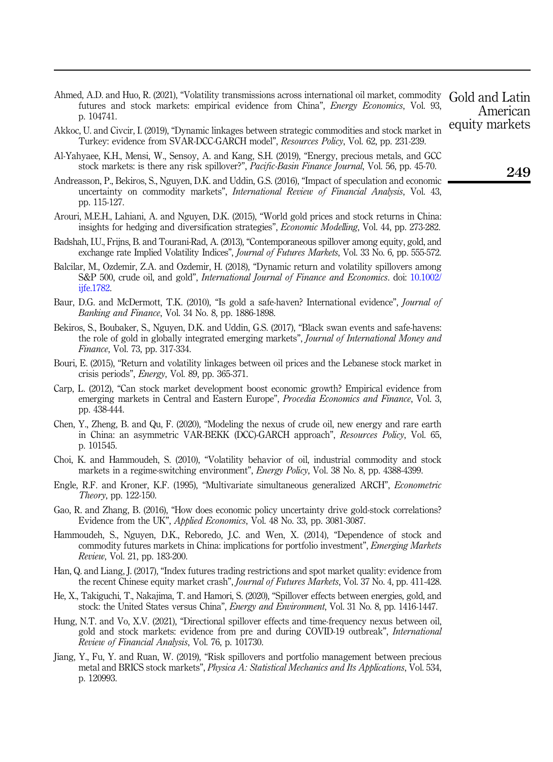Ahmed, A.D. and Huo, R. (2021), "Volatility transmissions across international oil market, commodity futures and stock markets: empirical evidence from China", *Energy Economics*, Vol. 93, p. 104741.

Akkoc, U. and Civcir, I. (2019), "Dynamic linkages between strategic commodities and stock market in Turkey: evidence from SVAR-DCC-GARCH model", *Resources Policy*, Vol. 62, pp. 231-239.

Al-Yahyaee, K.H., Mensi, W., Sensoy, A. and Kang, S.H. (2019), "Energy, precious metals, and GCC stock markets: is there any risk spillover?", *Pacific-Basin Finance Journal*, Vol. 56, pp. 45-70.

Andreasson, P., Bekiros, S., Nguyen, D.K. and Uddin, G.S. (2016), "Impact of speculation and economic uncertainty on commodity markets", *International Review of Financial Analysis*, Vol. 43, pp. 115-127.

Arouri, M.E.H., Lahiani, A. and Nguyen, D.K. (2015), "World gold prices and stock returns in China: insights for hedging and diversification strategies", *Economic Modelling*, Vol. 44, pp. 273-282.

Badshah, I.U., Frijns, B. and Tourani-Rad, A. (2013), "Contemporaneous spillover among equity, gold, and exchange rate Implied Volatility Indices", *Journal of Futures Markets*, Vol. 33 No. 6, pp. 555-572.

Balcilar, M., Ozdemir, Z.A. and Ozdemir, H. (2018), "Dynamic return and volatility spillovers among S&P 500, crude oil, and gold", *International Journal of Finance and Economics*. doi: 10.1002/ijfe.1782.

Baur, D.G. and McDermott, T.K. (2010), "Is gold a safe-haven? International evidence", *Journal of Banking and Finance*, Vol. 34 No. 8, pp. 1886-1898.

Bekiros, S., Boubaker, S., Nguyen, D.K. and Uddin, G.S. (2017), "Black swan events and safe-havens: the role of gold in globally integrated emerging markets", *Journal of International Money and Finance*, Vol. 73, pp. 317-334.

Bouri, E. (2015), "Return and volatility linkages between oil prices and the Lebanese stock market in crisis periods", *Energy*, Vol. 89, pp. 365-371.

Carp, L. (2012), "Can stock market development boost economic growth? Empirical evidence from emerging markets in Central and Eastern Europe", *Procedia Economics and Finance*, Vol. 3, pp. 438-444.

Chen, Y., Zheng, B. and Qu, F. (2020), "Modeling the nexus of crude oil, new energy and rare earth in China: an asymmetric VAR-BEKK (DCC)-GARCH approach", *Resources Policy*, Vol. 65, p. 101545.

Choi, K. and Hammoudeh, S. (2010), "Volatility behavior of oil, industrial commodity and stock markets in a regime-switching environment", *Energy Policy*, Vol. 38 No. 8, pp. 4388-4399.

Engle, R.F. and Kroner, K.F. (1995), "Multivariate simultaneous generalized ARCH", *Econometric Theory*, pp. 122-150.

Gao, R. and Zhang, B. (2016), "How does economic policy uncertainty drive gold-stock correlations? Evidence from the UK", *Applied Economics*, Vol. 48 No. 33, pp. 3081-3087.

Hammoudeh, S., Nguyen, D.K., Reboredo, J.C. and Wen, X. (2014), "Dependence of stock and commodity futures markets in China: implications for portfolio investment", *Emerging Markets Review*, Vol. 21, pp. 183-200.

Han, Q. and Liang, J. (2017), "Index futures trading restrictions and spot market quality: evidence from the recent Chinese equity market crash", *Journal of Futures Markets*, Vol. 37 No. 4, pp. 411-428.

He, X., Takiguchi, T., Nakajima, T. and Hamori, S. (2020), "Spillover effects between energies, gold, and stock: the United States versus China", *Energy and Environment*, Vol. 31 No. 8, pp. 1416-1447.

Hung, N.T. and Vo, X.V. (2021), "Directional spillover effects and time-frequency nexus between oil, gold and stock markets: evidence from pre and during COVID-19 outbreak", *International Review of Financial Analysis*, Vol. 76, p. 101730.

Jiang, Y., Fu, Y. and Ruan, W. (2019), "Risk spillovers and portfolio management between precious metal and BRICS stock markets", *Physica A: Statistical Mechanics and Its Applications*, Vol. 534, p. 120993.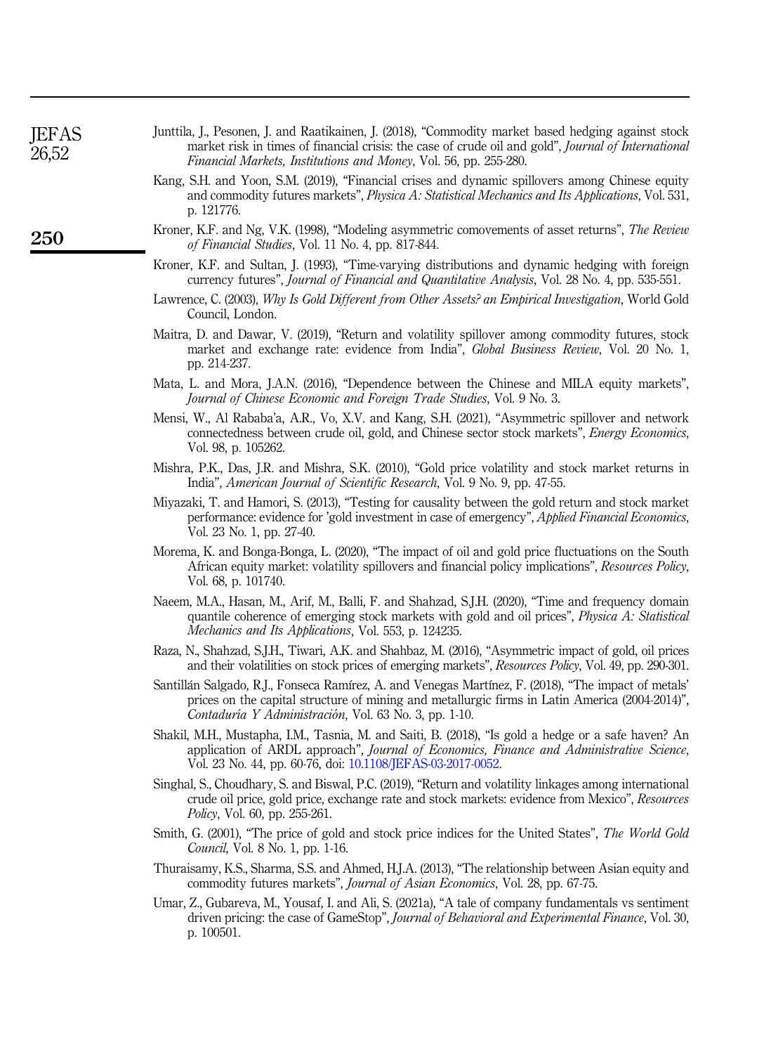Junttila, J., Pesonen, J. and Raatikainen, J. (2018), "Commodity market based hedging against stock market risk in times of financial crisis: the case of crude oil and gold", *Journal of International Financial Markets, Institutions and Money*, Vol. 56, pp. 255-280.

Kang, S.H. and Yoon, S.M. (2019), "Financial crises and dynamic spillovers among Chinese equity and commodity futures markets", *Physica A: Statistical Mechanics and Its Applications*, Vol. 531, p. 121776.

Kroner, K.F. and Ng, V.K. (1998), "Modeling asymmetric comovements of asset returns", *The Review of Financial Studies*, Vol. 11 No. 4, pp. 817-844.

Kroner, K.F. and Sultan, J. (1993), "Time-varying distributions and dynamic hedging with foreign currency futures", *Journal of Financial and Quantitative Analysis*, Vol. 28 No. 4, pp. 535-551.

Lawrence, C. (2003), *Why Is Gold Different from Other Assets? an Empirical Investigation*, World Gold Council, London.

Maitra, D. and Dawar, V. (2019), "Return and volatility spillover among commodity futures, stock market and exchange rate: evidence from India", *Global Business Review*, Vol. 20 No. 1, pp. 214-237.

Mata, L. and Mora, J.A.N. (2016), "Dependence between the Chinese and MILA equity markets", *Journal of Chinese Economic and Foreign Trade Studies*, Vol. 9 No. 3.

Mensi, W., Al Rababa'a, A.R., Vo, X.V. and Kang, S.H. (2021), "Asymmetric spillover and network connectedness between crude oil, gold, and Chinese sector stock markets", *Energy Economics*, Vol. 98, p. 105262.

Mishra, P.K., Das, J.R. and Mishra, S.K. (2010), "Gold price volatility and stock market returns in India", *American Journal of Scientific Research*, Vol. 9 No. 9, pp. 47-55.

Miyazaki, T. and Hamori, S. (2013), "Testing for causality between the gold return and stock market performance: evidence for 'gold investment in case of emergency", *Applied Financial Economics*, Vol. 23 No. 1, pp. 27-40.

Morema, K. and Bonga-Bonga, L. (2020), "The impact of oil and gold price fluctuations on the South African equity market: volatility spillovers and financial policy implications", *Resources Policy*, Vol. 68, p. 101740.

Naeem, M.A., Hasan, M., Arif, M., Balli, F. and Shahzad, S.J.H. (2020), "Time and frequency domain quantile coherence of emerging stock markets with gold and oil prices", *Physica A: Statistical Mechanics and Its Applications*, Vol. 553, p. 124235.

Raza, N., Shahzad, S.J.H., Tiwari, A.K. and Shahbaz, M. (2016), "Asymmetric impact of gold, oil prices and their volatilities on stock prices of emerging markets", *Resources Policy*, Vol. 49, pp. 290-301.

Santillán Salgado, R.J., Fonseca Ramírez, A. and Venegas Martínez, F. (2018), "The impact of metals' prices on the capital structure of mining and metallurgic firms in Latin America (2004-2014)", *Contaduría Y Administración*, Vol. 63 No. 3, pp. 1-10.

Shakil, M.H., Mustapha, I.M., Tasnia, M. and Saiti, B. (2018), "Is gold a hedge or a safe haven? An application of ARDL approach", *Journal of Economics, Finance and Administrative Science*, Vol. 23 No. 44, pp. 60-76, doi: 10.1108/JEFAS-03-2017-0052.

Singhal, S., Choudhary, S. and Biswal, P.C. (2019), "Return and volatility linkages among international crude oil price, gold price, exchange rate and stock markets: evidence from Mexico", *Resources Policy*, Vol. 60, pp. 255-261.

Smith, G. (2001), "The price of gold and stock price indices for the United States", *The World Gold Council*, Vol. 8 No. 1, pp. 1-16.

Thuraisamy, K.S., Sharma, S.S. and Ahmed, H.J.A. (2013), "The relationship between Asian equity and commodity futures markets", *Journal of Asian Economics*, Vol. 28, pp. 67-75.

Umar, Z., Gubareva, M., Yousaf, I. and Ali, S. (2021a), "A tale of company fundamentals vs sentiment driven pricing: the case of GameStop", *Journal of Behavioral and Experimental Finance*, Vol. 30, p. 100501.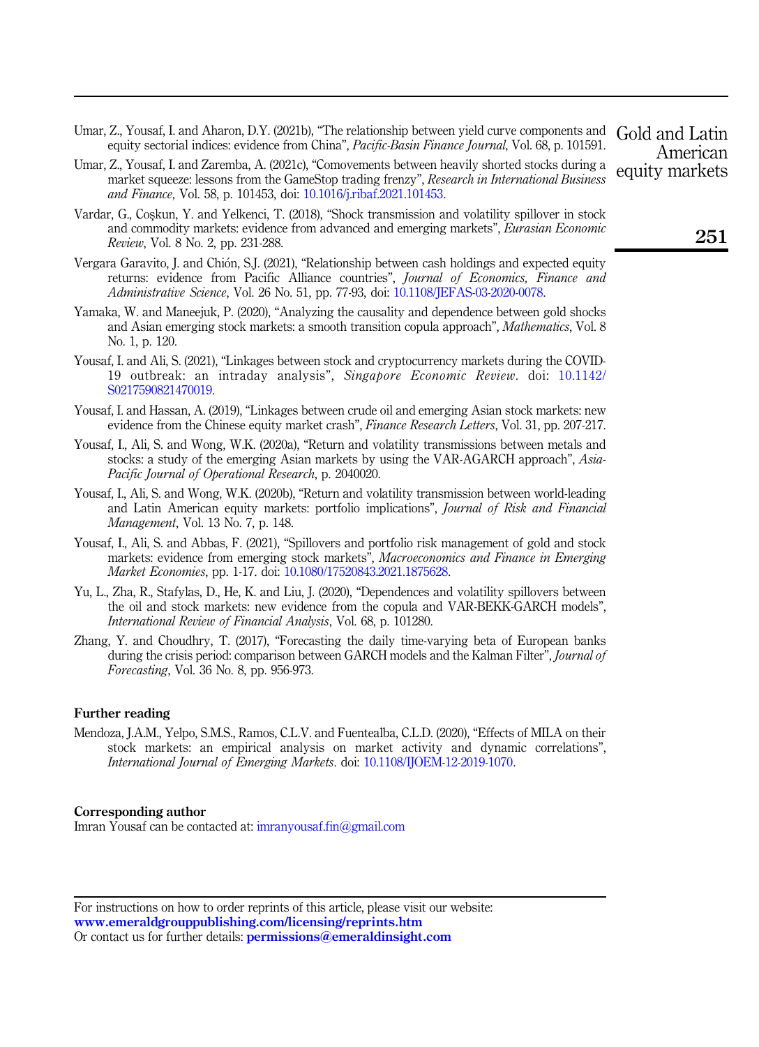Umar, Z., Yousaf, I. and Aharon, D.Y. (2021b), “The relationship between yield curve components and equity sectorial indices: evidence from China”, *Pacific-Basin Finance Journal*, Vol. 68, p. 101591.

Umar, Z., Yousaf, I. and Zaremba, A. (2021c), “Comovements between heavily shorted stocks during a market squeeze: lessons from the GameStop trading frenzy”, *Research in International Business and Finance*, Vol. 58, p. 101453, doi: 10.1016/j.ribaf.2021.101453.

Vardar, G., Coşkun, Y. and Yelkenci, T. (2018), “Shock transmission and volatility spillover in stock and commodity markets: evidence from advanced and emerging markets”, *Eurasian Economic Review*, Vol. 8 No. 2, pp. 231-288.

Vergara Garavito, J. and Chión, S.J. (2021), “Relationship between cash holdings and expected equity returns: evidence from Pacific Alliance countries”, *Journal of Economics, Finance and Administrative Science*, Vol. 26 No. 51, pp. 77-93, doi: 10.1108/JEFAS-03-2020-0078.

Yamaka, W. and Maneejuk, P. (2020), “Analyzing the causality and dependence between gold shocks and Asian emerging stock markets: a smooth transition copula approach”, *Mathematics*, Vol. 8 No. 1, p. 120.

Yousaf, I. and Ali, S. (2021), “Linkages between stock and cryptocurrency markets during the COVID-19 outbreak: an intraday analysis”, *Singapore Economic Review*. doi: 10.1142/S0217590821470019.

Yousaf, I. and Hassan, A. (2019), “Linkages between crude oil and emerging Asian stock markets: new evidence from the Chinese equity market crash”, *Finance Research Letters*, Vol. 31, pp. 207-217.

Yousaf, I., Ali, S. and Wong, W.K. (2020a), “Return and volatility transmissions between metals and stocks: a study of the emerging Asian markets by using the VAR-AGARCH approach”, *Asia-Pacific Journal of Operational Research*, p. 2040020.

Yousaf, I., Ali, S. and Wong, W.K. (2020b), “Return and volatility transmission between world-leading and Latin American equity markets: portfolio implications”, *Journal of Risk and Financial Management*, Vol. 13 No. 7, p. 148.

Yousaf, I., Ali, S. and Abbas, F. (2021), “Spillovers and portfolio risk management of gold and stock markets: evidence from emerging stock markets”, *Macroeconomics and Finance in Emerging Market Economies*, pp. 1-17. doi: 10.1080/17520843.2021.1875628.

Yu, L., Zha, R., Stafylas, D., He, K. and Liu, J. (2020), “Dependences and volatility spillovers between the oil and stock markets: new evidence from the copula and VAR-BEKK-GARCH models”, *International Review of Financial Analysis*, Vol. 68, p. 101280.

Zhang, Y. and Choudhry, T. (2017), “Forecasting the daily time-varying beta of European banks during the crisis period: comparison between GARCH models and the Kalman Filter”, *Journal of Forecasting*, Vol. 36 No. 8, pp. 956-973.

## Further reading

Mendoza, J.A.M., Yelpo, S.M.S., Ramos, C.L.V. and Fuentealba, C.L.D. (2020), “Effects of MILA on their stock markets: an empirical analysis on market activity and dynamic correlations”, *International Journal of Emerging Markets*. doi: 10.1108/IJOEM-12-2019-1070.

## Corresponding author

Imran Yousaf can be contacted at: imranyousaf.fin@gmail.com

For instructions on how to order reprints of this article, please visit our website:
**www.emeraldgrouppublishing.com/licensing/reprints.htm**
Or contact us for further details: **permissions@emeraldinsight.com**